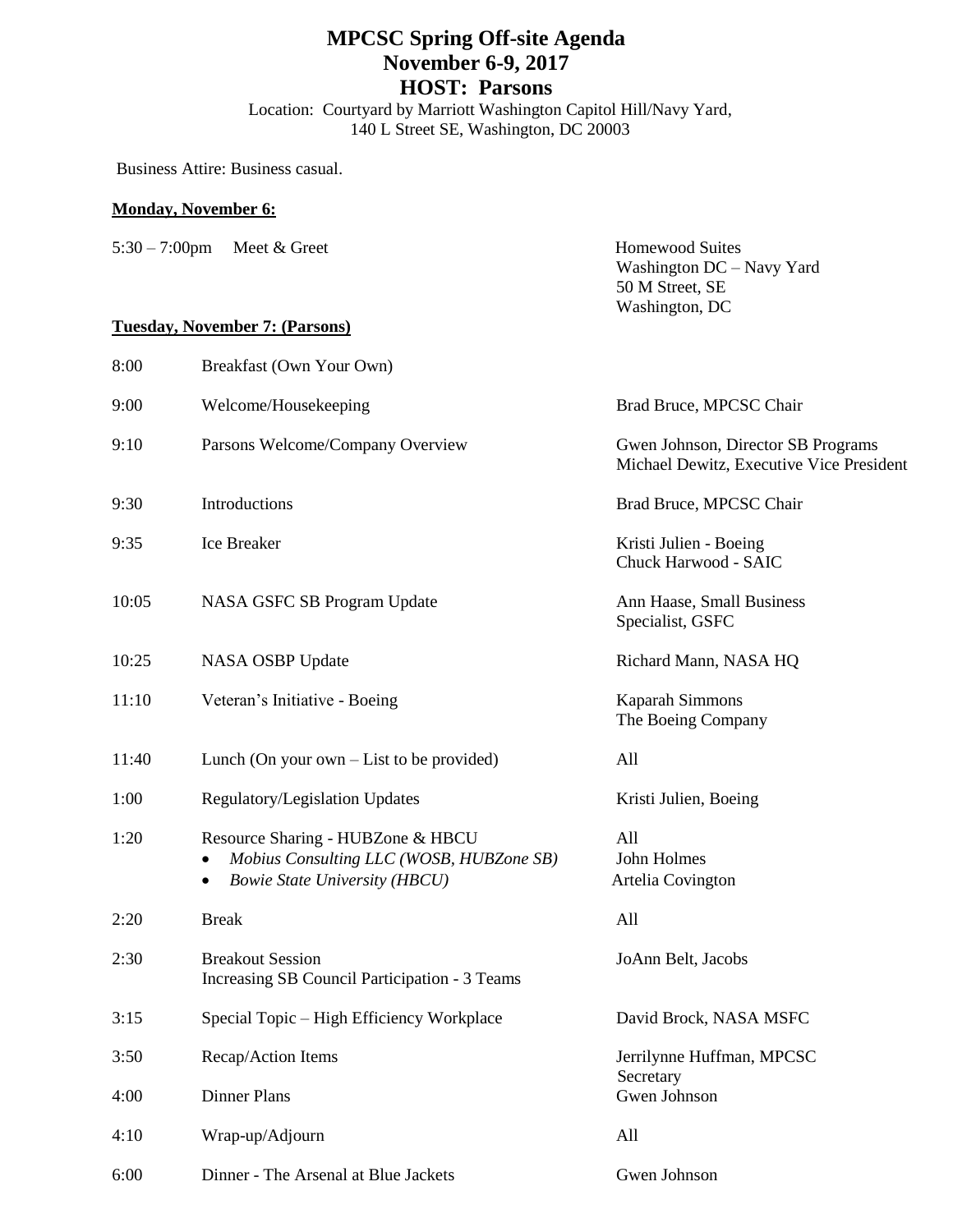# MPCSC Spring Off-site Agenda
# November 6-9, 2017
# HOST: Parsons

Location: Courtyard by Marriott Washington Capitol Hill/Navy Yard,
140 L Street SE, Washington, DC 20003

Business Attire: Business casual.

**Monday, November 6:**

| | | |
|---|---|---|
| 5:30 – 7:00pm | Meet & Greet | Homewood Suites<br>Washington DC – Navy Yard<br>50 M Street, SE<br>Washington, DC |

**Tuesday, November 7: (Parsons)**

| | | |
|---|---|---|
| 8:00 | Breakfast (Own Your Own) | |
| 9:00 | Welcome/Housekeeping | Brad Bruce, MPCSC Chair |
| 9:10 | Parsons Welcome/Company Overview | Gwen Johnson, Director SB Programs<br>Michael Dewitz, Executive Vice President |
| 9:30 | Introductions | Brad Bruce, MPCSC Chair |
| 9:35 | Ice Breaker | Kristi Julien - Boeing<br>Chuck Harwood - SAIC |
| 10:05 | NASA GSFC SB Program Update | Ann Haase, Small Business Specialist, GSFC |
| 10:25 | NASA OSBP Update | Richard Mann, NASA HQ |
| 11:10 | Veteran's Initiative - Boeing | Kaparah Simmons<br>The Boeing Company |
| 11:40 | Lunch (On your own – List to be provided) | All |
| 1:00 | Regulatory/Legislation Updates | Kristi Julien, Boeing |
| 1:20 | Resource Sharing - HUBZone & HBCU<br>• *Mobius Consulting LLC (WOSB, HUBZone SB)*<br>• *Bowie State University (HBCU)* | All<br>John Holmes<br>Artelia Covington |
| 2:20 | Break | All |
| 2:30 | Breakout Session<br>Increasing SB Council Participation - 3 Teams | JoAnn Belt, Jacobs |
| 3:15 | Special Topic – High Efficiency Workplace | David Brock, NASA MSFC |
| 3:50 | Recap/Action Items | Jerrilynne Huffman, MPCSC Secretary |
| 4:00 | Dinner Plans | Gwen Johnson |
| 4:10 | Wrap-up/Adjourn | All |
| 6:00 | Dinner - The Arsenal at Blue Jackets | Gwen Johnson |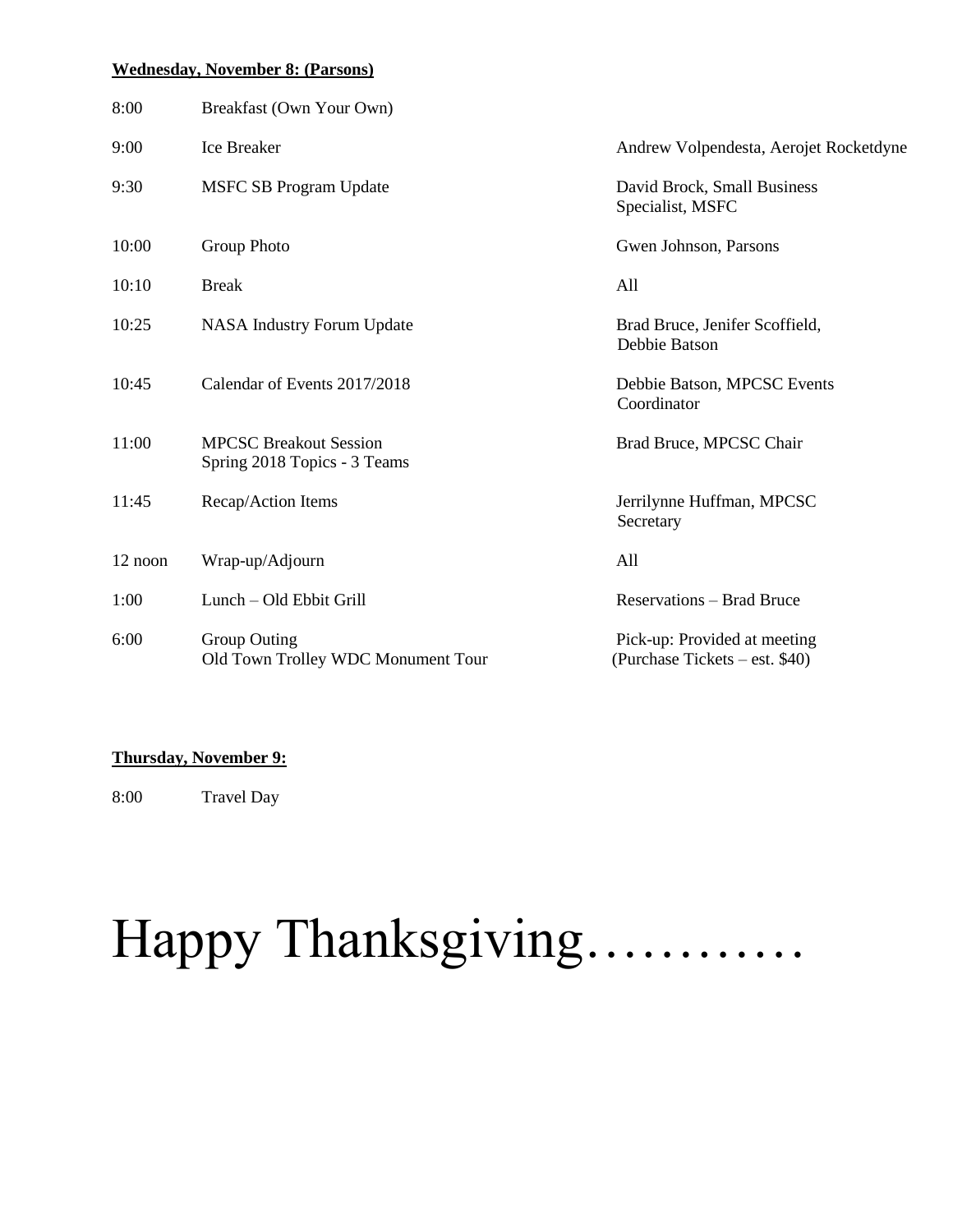**Wednesday, November 8: (Parsons)**

| | | |
|---|---|---|
| 8:00 | Breakfast (Own Your Own) | |
| 9:00 | Ice Breaker | Andrew Volpendesta, Aerojet Rocketdyne |
| 9:30 | MSFC SB Program Update | David Brock, Small Business Specialist, MSFC |
| 10:00 | Group Photo | Gwen Johnson, Parsons |
| 10:10 | Break | All |
| 10:25 | NASA Industry Forum Update | Brad Bruce, Jenifer Scoffield, Debbie Batson |
| 10:45 | Calendar of Events 2017/2018 | Debbie Batson, MPCSC Events Coordinator |
| 11:00 | MPCSC Breakout Session<br>Spring 2018 Topics - 3 Teams | Brad Bruce, MPCSC Chair |
| 11:45 | Recap/Action Items | Jerrilynne Huffman, MPCSC Secretary |
| 12 noon | Wrap-up/Adjourn | All |
| 1:00 | Lunch – Old Ebbit Grill | Reservations – Brad Bruce |
| 6:00 | Group Outing<br>Old Town Trolley WDC Monument Tour | Pick-up: Provided at meeting<br>(Purchase Tickets – est. $40) |

**Thursday, November 9:**

| | |
|---|---|
| 8:00 | Travel Day |

# Happy Thanksgiving…………